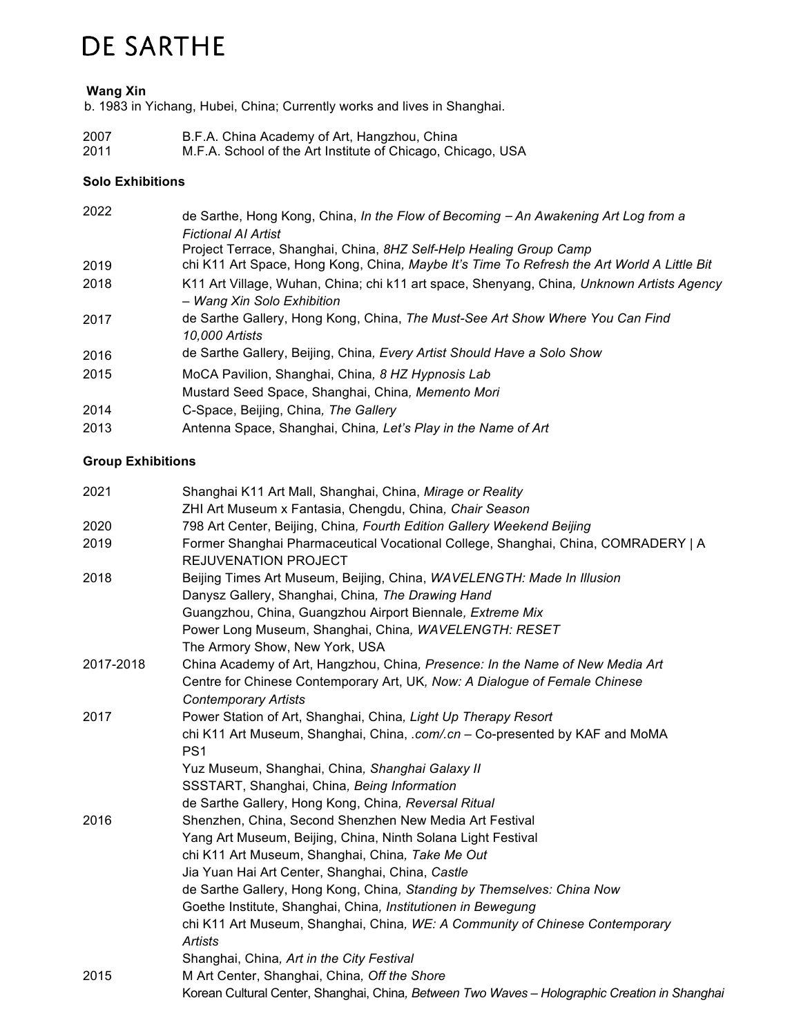# DE SARTHE

**Wang Xin**

b. 1983 in Yichang, Hubei, China; Currently works and lives in Shanghai.

2007 B.F.A. China Academy of Art, Hangzhou, China
2011 M.F.A. School of the Art Institute of Chicago, Chicago, USA

**Solo Exhibitions**

2022 de Sarthe, Hong Kong, China, *In the Flow of Becoming – An Awakening Art Log from a Fictional AI Artist*
Project Terrace, Shanghai, China, *8HZ Self-Help Healing Group Camp*
2019 chi K11 Art Space, Hong Kong, China*, Maybe It's Time To Refresh the Art World A Little Bit*
2018 K11 Art Village, Wuhan, China; chi k11 art space, Shenyang, China*, Unknown Artists Agency – Wang Xin Solo Exhibition*
2017 de Sarthe Gallery, Hong Kong, China, *The Must-See Art Show Where You Can Find 10,000 Artists*
2016 de Sarthe Gallery, Beijing, China*, Every Artist Should Have a Solo Show*
2015 MoCA Pavilion, Shanghai, China*, 8 HZ Hypnosis Lab*
Mustard Seed Space, Shanghai, China*, Memento Mori*
2014 C-Space, Beijing, China*, The Gallery*
2013 Antenna Space, Shanghai, China*, Let's Play in the Name of Art*

**Group Exhibitions**

2021 Shanghai K11 Art Mall, Shanghai, China, *Mirage or Reality*
ZHI Art Museum x Fantasia, Chengdu, China*, Chair Season*
2020 798 Art Center, Beijing, China*, Fourth Edition Gallery Weekend Beijing*
2019 Former Shanghai Pharmaceutical Vocational College, Shanghai, China, COMRADERY | A REJUVENATION PROJECT
2018 Beijing Times Art Museum, Beijing, China, *WAVELENGTH: Made In Illusion*
Danysz Gallery, Shanghai, China*, The Drawing Hand*
Guangzhou, China, Guangzhou Airport Biennale*, Extreme Mix*
Power Long Museum, Shanghai, China*, WAVELENGTH: RESET*
The Armory Show, New York, USA
2017-2018 China Academy of Art, Hangzhou, China*, Presence: In the Name of New Media Art*
Centre for Chinese Contemporary Art, UK*, Now: A Dialogue of Female Chinese Contemporary Artists*
2017 Power Station of Art, Shanghai, China*, Light Up Therapy Resort*
chi K11 Art Museum, Shanghai, China, *.com/.cn* – Co-presented by KAF and MoMA PS1
Yuz Museum, Shanghai, China*, Shanghai Galaxy II*
SSSTART, Shanghai, China*, Being Information*
de Sarthe Gallery, Hong Kong, China*, Reversal Ritual*
2016 Shenzhen, China, Second Shenzhen New Media Art Festival
Yang Art Museum, Beijing, China, Ninth Solana Light Festival
chi K11 Art Museum, Shanghai, China*, Take Me Out*
Jia Yuan Hai Art Center, Shanghai, China, *Castle*
de Sarthe Gallery, Hong Kong, China*, Standing by Themselves: China Now*
Goethe Institute, Shanghai, China*, Institutionen in Bewegung*
chi K11 Art Museum, Shanghai, China*, WE: A Community of Chinese Contemporary Artists*
Shanghai, China*, Art in the City Festival*
2015 M Art Center, Shanghai, China*, Off the Shore*
Korean Cultural Center, Shanghai, China*, Between Two Waves – Holographic Creation in Shanghai*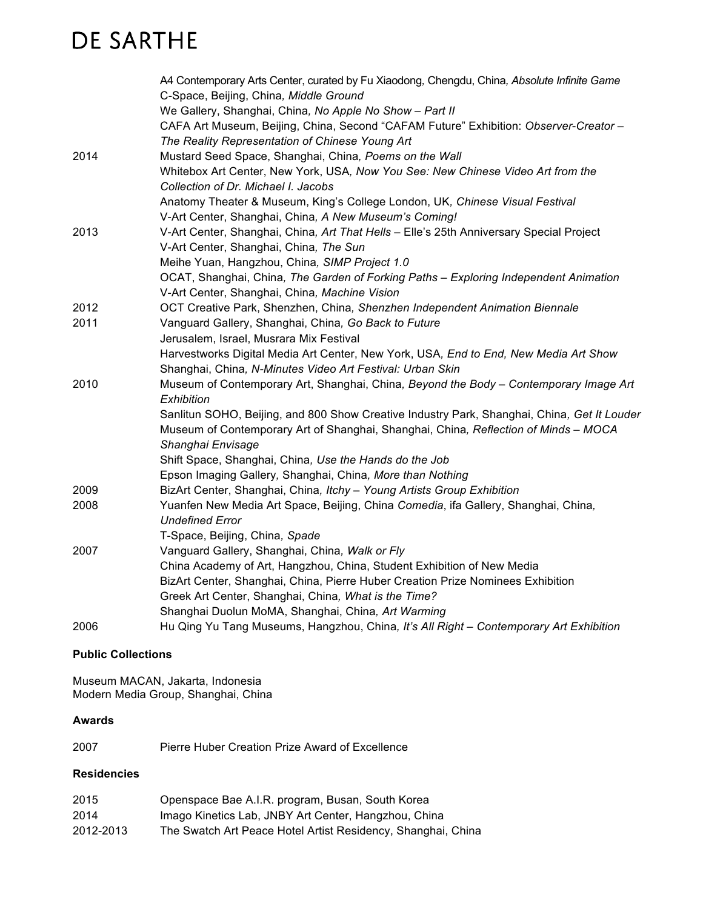# DE SARTHE

| | |
|---|---|
| | A4 Contemporary Arts Center, curated by Fu Xiaodong, Chengdu, China, *Absolute Infinite Game* |
| | C-Space, Beijing, China, *Middle Ground* |
| | We Gallery, Shanghai, China, *No Apple No Show – Part II* |
| | CAFA Art Museum, Beijing, China, Second "CAFAM Future" Exhibition: *Observer-Creator – The Reality Representation of Chinese Young Art* |
| 2014 | Mustard Seed Space, Shanghai, China, *Poems on the Wall* |
| | Whitebox Art Center, New York, USA, *Now You See: New Chinese Video Art from the Collection of Dr. Michael I. Jacobs* |
| | Anatomy Theater & Museum, King's College London, UK, *Chinese Visual Festival* |
| | V-Art Center, Shanghai, China, *A New Museum's Coming!* |
| 2013 | V-Art Center, Shanghai, China, *Art That Hells* – Elle's 25th Anniversary Special Project |
| | V-Art Center, Shanghai, China, *The Sun* |
| | Meihe Yuan, Hangzhou, China, *SIMP Project 1.0* |
| | OCAT, Shanghai, China, *The Garden of Forking Paths – Exploring Independent Animation* |
| | V-Art Center, Shanghai, China, *Machine Vision* |
| 2012 | OCT Creative Park, Shenzhen, China, *Shenzhen Independent Animation Biennale* |
| 2011 | Vanguard Gallery, Shanghai, China, *Go Back to Future* |
| | Jerusalem, Israel, Musrara Mix Festival |
| | Harvestworks Digital Media Art Center, New York, USA, *End to End, New Media Art Show* |
| | Shanghai, China, *N-Minutes Video Art Festival: Urban Skin* |
| 2010 | Museum of Contemporary Art, Shanghai, China, *Beyond the Body – Contemporary Image Art Exhibition* |
| | Sanlitun SOHO, Beijing, and 800 Show Creative Industry Park, Shanghai, China, *Get It Louder* |
| | Museum of Contemporary Art of Shanghai, Shanghai, China, *Reflection of Minds – MOCA Shanghai Envisage* |
| | Shift Space, Shanghai, China, *Use the Hands do the Job* |
| | Epson Imaging Gallery, Shanghai, China, *More than Nothing* |
| 2009 | BizArt Center, Shanghai, China, *Itchy – Young Artists Group Exhibition* |
| 2008 | Yuanfen New Media Art Space, Beijing, China *Comedia*, ifa Gallery, Shanghai, China, *Undefined Error* |
| | T-Space, Beijing, China, *Spade* |
| 2007 | Vanguard Gallery, Shanghai, China, *Walk or Fly* |
| | China Academy of Art, Hangzhou, China, Student Exhibition of New Media |
| | BizArt Center, Shanghai, China, Pierre Huber Creation Prize Nominees Exhibition |
| | Greek Art Center, Shanghai, China, *What is the Time?* |
| | Shanghai Duolun MoMA, Shanghai, China, *Art Warming* |
| 2006 | Hu Qing Yu Tang Museums, Hangzhou, China, *It's All Right – Contemporary Art Exhibition* |

**Public Collections**

Museum MACAN, Jakarta, Indonesia
Modern Media Group, Shanghai, China

**Awards**

| | |
|---|---|
| 2007 | Pierre Huber Creation Prize Award of Excellence |

**Residencies**

| | |
|---|---|
| 2015 | Openspace Bae A.I.R. program, Busan, South Korea |
| 2014 | Imago Kinetics Lab, JNBY Art Center, Hangzhou, China |
| 2012-2013 | The Swatch Art Peace Hotel Artist Residency, Shanghai, China |